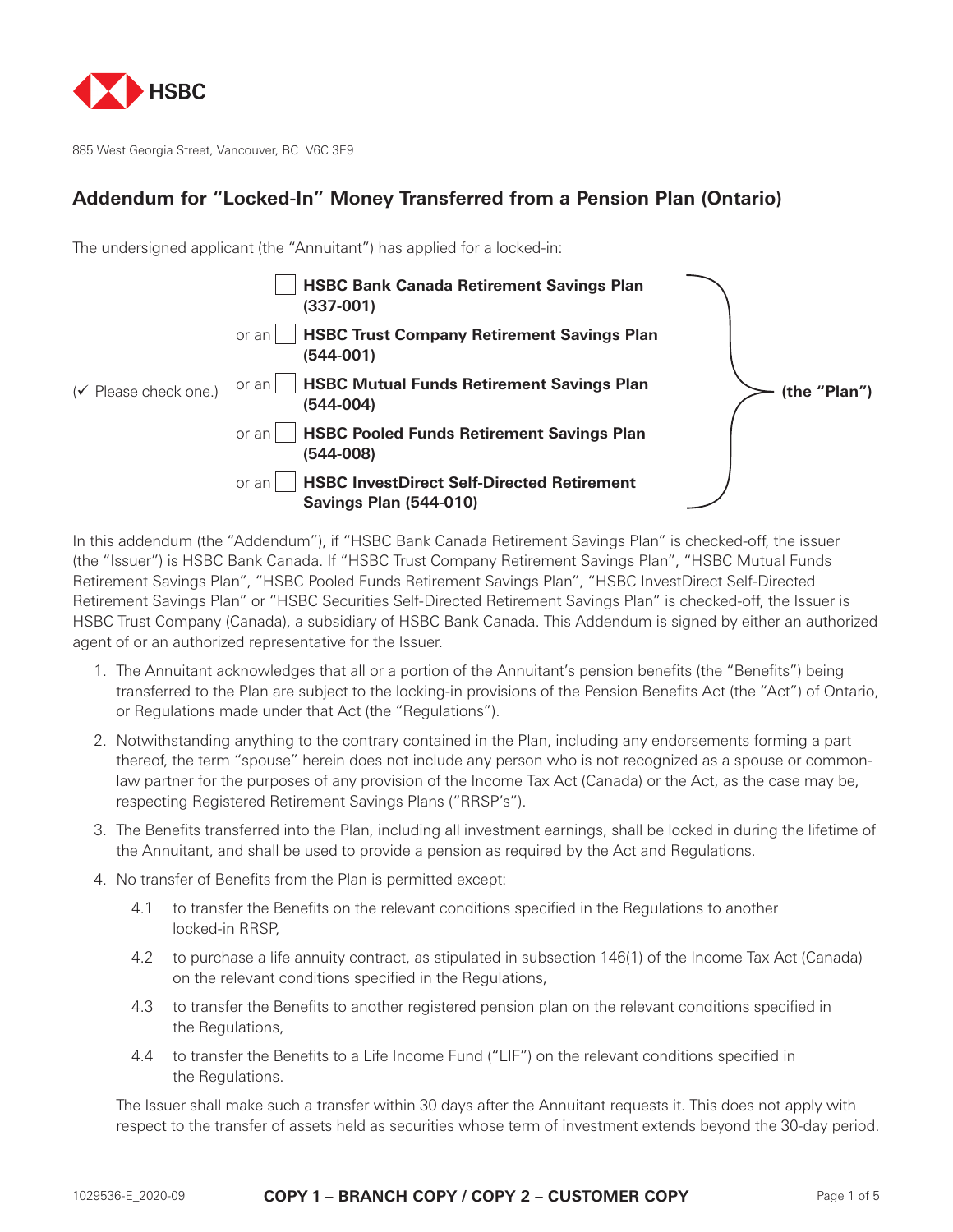HSBC

885 West Georgia Street, Vancouver, BC V6C 3E9

## Addendum for "Locked-In" Money Transferred from a Pension Plan (Ontario)

The undersigned applicant (the "Annuitant") has applied for a locked-in:

(✓ Please check one.)

- ☐ **HSBC Bank Canada Retirement Savings Plan (337-001)**
- or an ☐ **HSBC Trust Company Retirement Savings Plan (544-001)**
- or an ☐ **HSBC Mutual Funds Retirement Savings Plan (544-004)**
- or an ☐ **HSBC Pooled Funds Retirement Savings Plan (544-008)**
- or an ☐ **HSBC InvestDirect Self-Directed Retirement Savings Plan (544-010)**

**(the "Plan")**

In this addendum (the "Addendum"), if "HSBC Bank Canada Retirement Savings Plan" is checked-off, the issuer (the "Issuer") is HSBC Bank Canada. If "HSBC Trust Company Retirement Savings Plan", "HSBC Mutual Funds Retirement Savings Plan", "HSBC Pooled Funds Retirement Savings Plan", "HSBC InvestDirect Self-Directed Retirement Savings Plan" or "HSBC Securities Self-Directed Retirement Savings Plan" is checked-off, the Issuer is HSBC Trust Company (Canada), a subsidiary of HSBC Bank Canada. This Addendum is signed by either an authorized agent of or an authorized representative for the Issuer.

1. The Annuitant acknowledges that all or a portion of the Annuitant's pension benefits (the "Benefits") being transferred to the Plan are subject to the locking-in provisions of the Pension Benefits Act (the "Act") of Ontario, or Regulations made under that Act (the "Regulations").
2. Notwithstanding anything to the contrary contained in the Plan, including any endorsements forming a part thereof, the term "spouse" herein does not include any person who is not recognized as a spouse or common-law partner for the purposes of any provision of the Income Tax Act (Canada) or the Act, as the case may be, respecting Registered Retirement Savings Plans ("RRSP's").
3. The Benefits transferred into the Plan, including all investment earnings, shall be locked in during the lifetime of the Annuitant, and shall be used to provide a pension as required by the Act and Regulations.
4. No transfer of Benefits from the Plan is permitted except:

   4.1 to transfer the Benefits on the relevant conditions specified in the Regulations to another locked-in RRSP,

   4.2 to purchase a life annuity contract, as stipulated in subsection 146(1) of the Income Tax Act (Canada) on the relevant conditions specified in the Regulations,

   4.3 to transfer the Benefits to another registered pension plan on the relevant conditions specified in the Regulations,

   4.4 to transfer the Benefits to a Life Income Fund ("LIF") on the relevant conditions specified in the Regulations.

   The Issuer shall make such a transfer within 30 days after the Annuitant requests it. This does not apply with respect to the transfer of assets held as securities whose term of investment extends beyond the 30-day period.

1029536-E_2020-09 **COPY 1 – BRANCH COPY / COPY 2 – CUSTOMER COPY**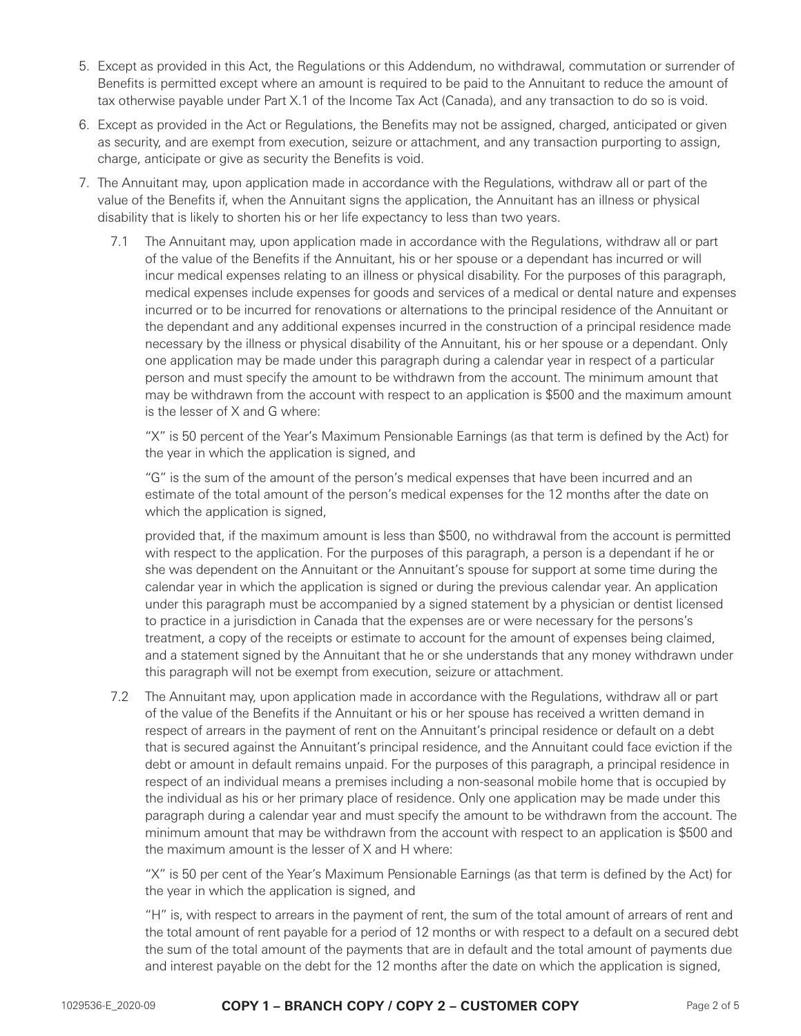5. Except as provided in this Act, the Regulations or this Addendum, no withdrawal, commutation or surrender of Benefits is permitted except where an amount is required to be paid to the Annuitant to reduce the amount of tax otherwise payable under Part X.1 of the Income Tax Act (Canada), and any transaction to do so is void.

6. Except as provided in the Act or Regulations, the Benefits may not be assigned, charged, anticipated or given as security, and are exempt from execution, seizure or attachment, and any transaction purporting to assign, charge, anticipate or give as security the Benefits is void.

7. The Annuitant may, upon application made in accordance with the Regulations, withdraw all or part of the value of the Benefits if, when the Annuitant signs the application, the Annuitant has an illness or physical disability that is likely to shorten his or her life expectancy to less than two years.

   7.1 The Annuitant may, upon application made in accordance with the Regulations, withdraw all or part of the value of the Benefits if the Annuitant, his or her spouse or a dependant has incurred or will incur medical expenses relating to an illness or physical disability. For the purposes of this paragraph, medical expenses include expenses for goods and services of a medical or dental nature and expenses incurred or to be incurred for renovations or alternations to the principal residence of the Annuitant or the dependant and any additional expenses incurred in the construction of a principal residence made necessary by the illness or physical disability of the Annuitant, his or her spouse or a dependant. Only one application may be made under this paragraph during a calendar year in respect of a particular person and must specify the amount to be withdrawn from the account. The minimum amount that may be withdrawn from the account with respect to an application is $500 and the maximum amount is the lesser of X and G where:

   "X" is 50 percent of the Year's Maximum Pensionable Earnings (as that term is defined by the Act) for the year in which the application is signed, and

   "G" is the sum of the amount of the person's medical expenses that have been incurred and an estimate of the total amount of the person's medical expenses for the 12 months after the date on which the application is signed,

   provided that, if the maximum amount is less than $500, no withdrawal from the account is permitted with respect to the application. For the purposes of this paragraph, a person is a dependant if he or she was dependent on the Annuitant or the Annuitant's spouse for support at some time during the calendar year in which the application is signed or during the previous calendar year. An application under this paragraph must be accompanied by a signed statement by a physician or dentist licensed to practice in a jurisdiction in Canada that the expenses are or were necessary for the persons's treatment, a copy of the receipts or estimate to account for the amount of expenses being claimed, and a statement signed by the Annuitant that he or she understands that any money withdrawn under this paragraph will not be exempt from execution, seizure or attachment.

   7.2 The Annuitant may, upon application made in accordance with the Regulations, withdraw all or part of the value of the Benefits if the Annuitant or his or her spouse has received a written demand in respect of arrears in the payment of rent on the Annuitant's principal residence or default on a debt that is secured against the Annuitant's principal residence, and the Annuitant could face eviction if the debt or amount in default remains unpaid. For the purposes of this paragraph, a principal residence in respect of an individual means a premises including a non-seasonal mobile home that is occupied by the individual as his or her primary place of residence. Only one application may be made under this paragraph during a calendar year and must specify the amount to be withdrawn from the account. The minimum amount that may be withdrawn from the account with respect to an application is $500 and the maximum amount is the lesser of X and H where:

   "X" is 50 per cent of the Year's Maximum Pensionable Earnings (as that term is defined by the Act) for the year in which the application is signed, and

   "H" is, with respect to arrears in the payment of rent, the sum of the total amount of arrears of rent and the total amount of rent payable for a period of 12 months or with respect to a default on a secured debt the sum of the total amount of the payments that are in default and the total amount of payments due and interest payable on the debt for the 12 months after the date on which the application is signed,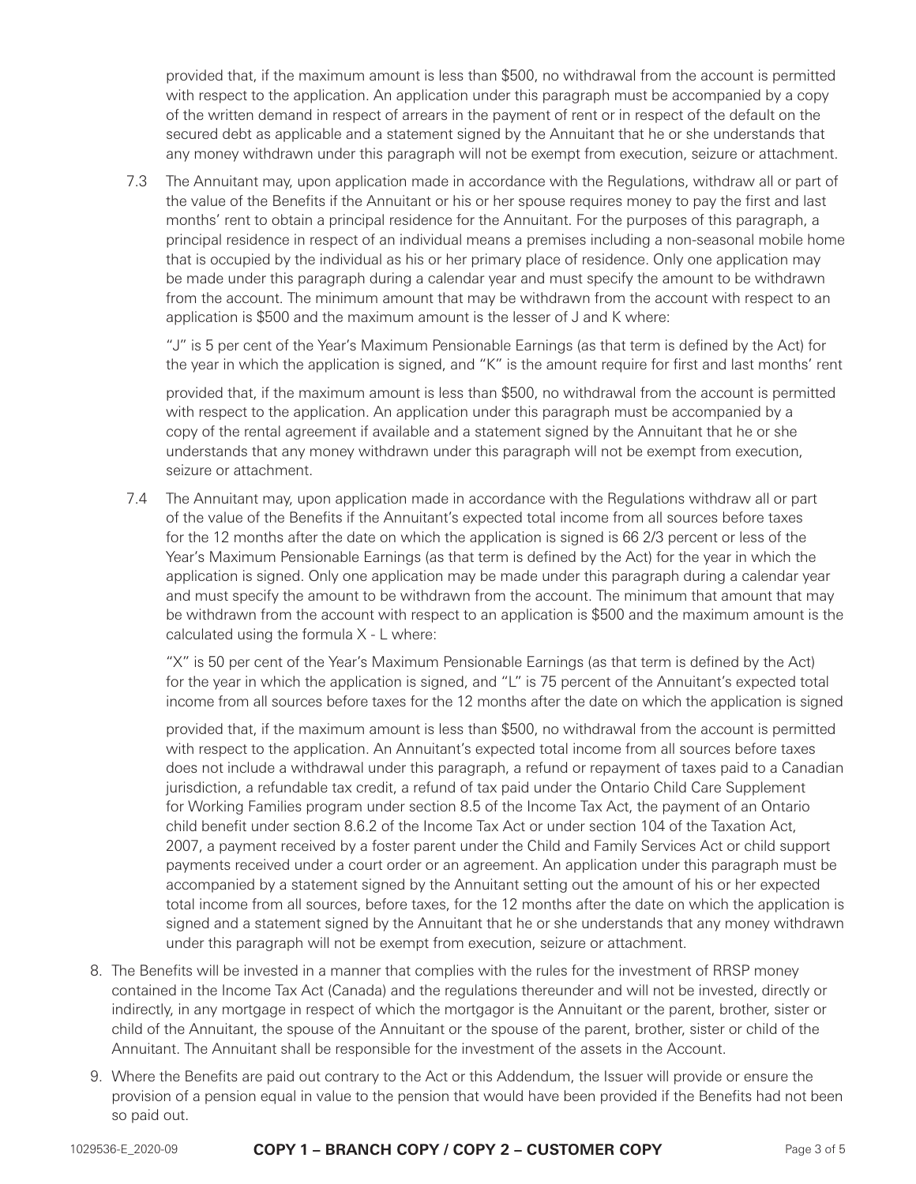provided that, if the maximum amount is less than $500, no withdrawal from the account is permitted with respect to the application. An application under this paragraph must be accompanied by a copy of the written demand in respect of arrears in the payment of rent or in respect of the default on the secured debt as applicable and a statement signed by the Annuitant that he or she understands that any money withdrawn under this paragraph will not be exempt from execution, seizure or attachment.

7.3 The Annuitant may, upon application made in accordance with the Regulations, withdraw all or part of the value of the Benefits if the Annuitant or his or her spouse requires money to pay the first and last months' rent to obtain a principal residence for the Annuitant. For the purposes of this paragraph, a principal residence in respect of an individual means a premises including a non-seasonal mobile home that is occupied by the individual as his or her primary place of residence. Only one application may be made under this paragraph during a calendar year and must specify the amount to be withdrawn from the account. The minimum amount that may be withdrawn from the account with respect to an application is $500 and the maximum amount is the lesser of J and K where:

"J" is 5 per cent of the Year's Maximum Pensionable Earnings (as that term is defined by the Act) for the year in which the application is signed, and "K" is the amount require for first and last months' rent

provided that, if the maximum amount is less than $500, no withdrawal from the account is permitted with respect to the application. An application under this paragraph must be accompanied by a copy of the rental agreement if available and a statement signed by the Annuitant that he or she understands that any money withdrawn under this paragraph will not be exempt from execution, seizure or attachment.

7.4 The Annuitant may, upon application made in accordance with the Regulations withdraw all or part of the value of the Benefits if the Annuitant's expected total income from all sources before taxes for the 12 months after the date on which the application is signed is 66 2/3 percent or less of the Year's Maximum Pensionable Earnings (as that term is defined by the Act) for the year in which the application is signed. Only one application may be made under this paragraph during a calendar year and must specify the amount to be withdrawn from the account. The minimum that amount that may be withdrawn from the account with respect to an application is $500 and the maximum amount is the calculated using the formula X - L where:

"X" is 50 per cent of the Year's Maximum Pensionable Earnings (as that term is defined by the Act) for the year in which the application is signed, and "L" is 75 percent of the Annuitant's expected total income from all sources before taxes for the 12 months after the date on which the application is signed

provided that, if the maximum amount is less than $500, no withdrawal from the account is permitted with respect to the application. An Annuitant's expected total income from all sources before taxes does not include a withdrawal under this paragraph, a refund or repayment of taxes paid to a Canadian jurisdiction, a refundable tax credit, a refund of tax paid under the Ontario Child Care Supplement for Working Families program under section 8.5 of the Income Tax Act, the payment of an Ontario child benefit under section 8.6.2 of the Income Tax Act or under section 104 of the Taxation Act, 2007, a payment received by a foster parent under the Child and Family Services Act or child support payments received under a court order or an agreement. An application under this paragraph must be accompanied by a statement signed by the Annuitant setting out the amount of his or her expected total income from all sources, before taxes, for the 12 months after the date on which the application is signed and a statement signed by the Annuitant that he or she understands that any money withdrawn under this paragraph will not be exempt from execution, seizure or attachment.

8. The Benefits will be invested in a manner that complies with the rules for the investment of RRSP money contained in the Income Tax Act (Canada) and the regulations thereunder and will not be invested, directly or indirectly, in any mortgage in respect of which the mortgagor is the Annuitant or the parent, brother, sister or child of the Annuitant, the spouse of the Annuitant or the spouse of the parent, brother, sister or child of the Annuitant. The Annuitant shall be responsible for the investment of the assets in the Account.

9. Where the Benefits are paid out contrary to the Act or this Addendum, the Issuer will provide or ensure the provision of a pension equal in value to the pension that would have been provided if the Benefits had not been so paid out.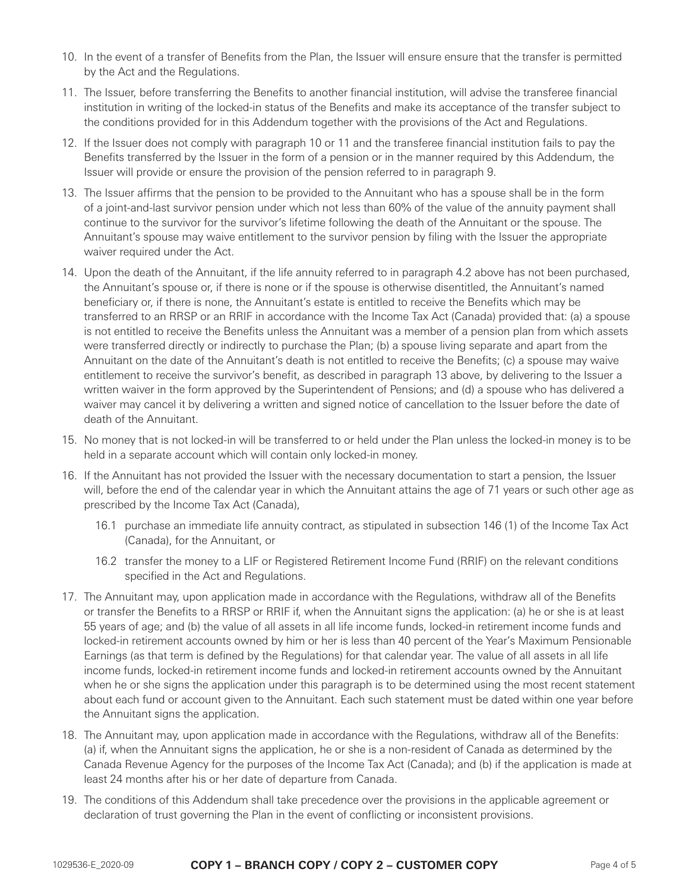10. In the event of a transfer of Benefits from the Plan, the Issuer will ensure ensure that the transfer is permitted by the Act and the Regulations.

11. The Issuer, before transferring the Benefits to another financial institution, will advise the transferee financial institution in writing of the locked-in status of the Benefits and make its acceptance of the transfer subject to the conditions provided for in this Addendum together with the provisions of the Act and Regulations.

12. If the Issuer does not comply with paragraph 10 or 11 and the transferee financial institution fails to pay the Benefits transferred by the Issuer in the form of a pension or in the manner required by this Addendum, the Issuer will provide or ensure the provision of the pension referred to in paragraph 9.

13. The Issuer affirms that the pension to be provided to the Annuitant who has a spouse shall be in the form of a joint-and-last survivor pension under which not less than 60% of the value of the annuity payment shall continue to the survivor for the survivor's lifetime following the death of the Annuitant or the spouse. The Annuitant's spouse may waive entitlement to the survivor pension by filing with the Issuer the appropriate waiver required under the Act.

14. Upon the death of the Annuitant, if the life annuity referred to in paragraph 4.2 above has not been purchased, the Annuitant's spouse or, if there is none or if the spouse is otherwise disentitled, the Annuitant's named beneficiary or, if there is none, the Annuitant's estate is entitled to receive the Benefits which may be transferred to an RRSP or an RRIF in accordance with the Income Tax Act (Canada) provided that: (a) a spouse is not entitled to receive the Benefits unless the Annuitant was a member of a pension plan from which assets were transferred directly or indirectly to purchase the Plan; (b) a spouse living separate and apart from the Annuitant on the date of the Annuitant's death is not entitled to receive the Benefits; (c) a spouse may waive entitlement to receive the survivor's benefit, as described in paragraph 13 above, by delivering to the Issuer a written waiver in the form approved by the Superintendent of Pensions; and (d) a spouse who has delivered a waiver may cancel it by delivering a written and signed notice of cancellation to the Issuer before the date of death of the Annuitant.

15. No money that is not locked-in will be transferred to or held under the Plan unless the locked-in money is to be held in a separate account which will contain only locked-in money.

16. If the Annuitant has not provided the Issuer with the necessary documentation to start a pension, the Issuer will, before the end of the calendar year in which the Annuitant attains the age of 71 years or such other age as prescribed by the Income Tax Act (Canada),

    16.1 purchase an immediate life annuity contract, as stipulated in subsection 146 (1) of the Income Tax Act (Canada), for the Annuitant, or

    16.2 transfer the money to a LIF or Registered Retirement Income Fund (RRIF) on the relevant conditions specified in the Act and Regulations.

17. The Annuitant may, upon application made in accordance with the Regulations, withdraw all of the Benefits or transfer the Benefits to a RRSP or RRIF if, when the Annuitant signs the application: (a) he or she is at least 55 years of age; and (b) the value of all assets in all life income funds, locked-in retirement income funds and locked-in retirement accounts owned by him or her is less than 40 percent of the Year's Maximum Pensionable Earnings (as that term is defined by the Regulations) for that calendar year. The value of all assets in all life income funds, locked-in retirement income funds and locked-in retirement accounts owned by the Annuitant when he or she signs the application under this paragraph is to be determined using the most recent statement about each fund or account given to the Annuitant. Each such statement must be dated within one year before the Annuitant signs the application.

18. The Annuitant may, upon application made in accordance with the Regulations, withdraw all of the Benefits: (a) if, when the Annuitant signs the application, he or she is a non-resident of Canada as determined by the Canada Revenue Agency for the purposes of the Income Tax Act (Canada); and (b) if the application is made at least 24 months after his or her date of departure from Canada.

19. The conditions of this Addendum shall take precedence over the provisions in the applicable agreement or declaration of trust governing the Plan in the event of conflicting or inconsistent provisions.

1029536-E_2020-09 **COPY 1 – BRANCH COPY / COPY 2 – CUSTOMER COPY**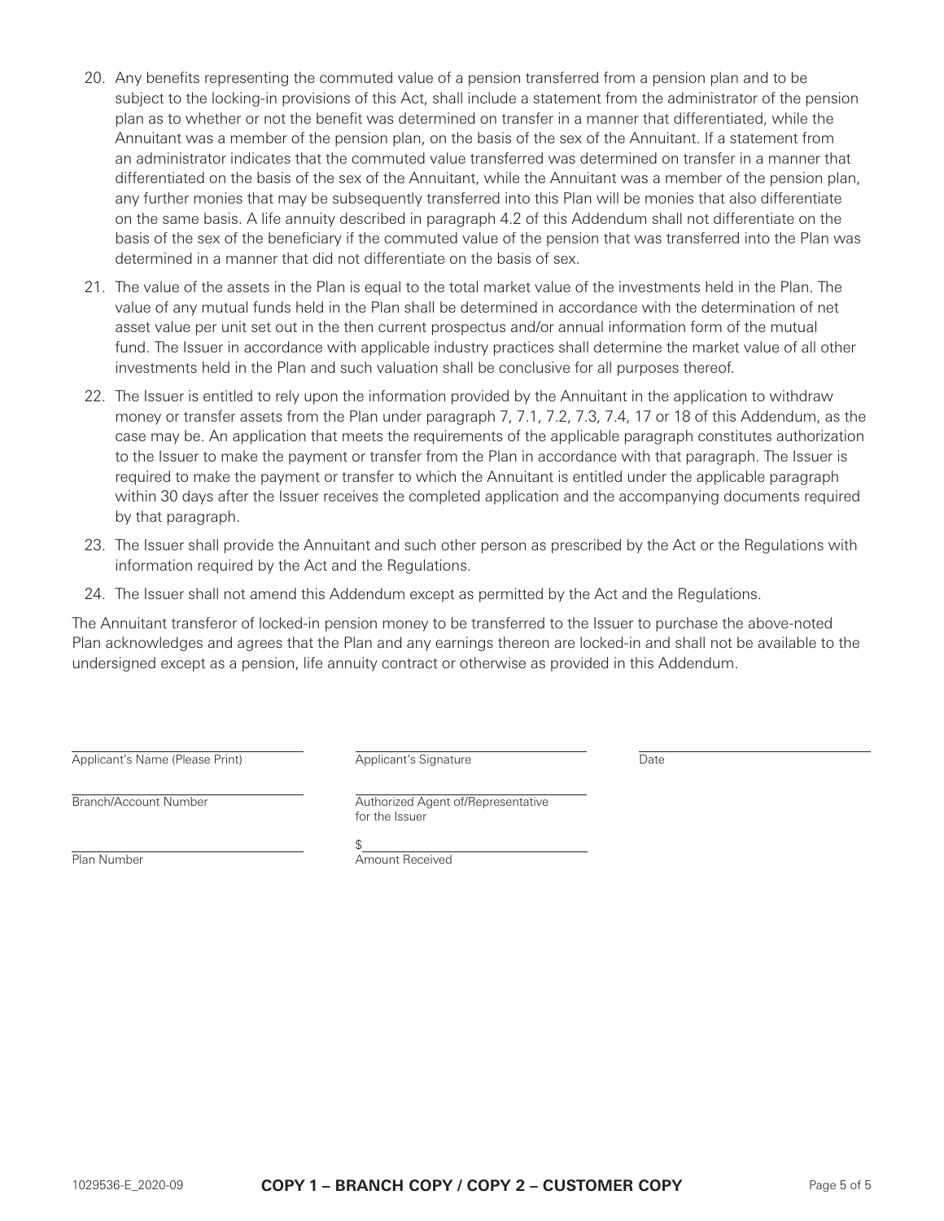20. Any benefits representing the commuted value of a pension transferred from a pension plan and to be subject to the locking-in provisions of this Act, shall include a statement from the administrator of the pension plan as to whether or not the benefit was determined on transfer in a manner that differentiated, while the Annuitant was a member of the pension plan, on the basis of the sex of the Annuitant. If a statement from an administrator indicates that the commuted value transferred was determined on transfer in a manner that differentiated on the basis of the sex of the Annuitant, while the Annuitant was a member of the pension plan, any further monies that may be subsequently transferred into this Plan will be monies that also differentiate on the same basis. A life annuity described in paragraph 4.2 of this Addendum shall not differentiate on the basis of the sex of the beneficiary if the commuted value of the pension that was transferred into the Plan was determined in a manner that did not differentiate on the basis of sex.

21. The value of the assets in the Plan is equal to the total market value of the investments held in the Plan. The value of any mutual funds held in the Plan shall be determined in accordance with the determination of net asset value per unit set out in the then current prospectus and/or annual information form of the mutual fund. The Issuer in accordance with applicable industry practices shall determine the market value of all other investments held in the Plan and such valuation shall be conclusive for all purposes thereof.

22. The Issuer is entitled to rely upon the information provided by the Annuitant in the application to withdraw money or transfer assets from the Plan under paragraph 7, 7.1, 7.2, 7.3, 7.4, 17 or 18 of this Addendum, as the case may be. An application that meets the requirements of the applicable paragraph constitutes authorization to the Issuer to make the payment or transfer from the Plan in accordance with that paragraph. The Issuer is required to make the payment or transfer to which the Annuitant is entitled under the applicable paragraph within 30 days after the Issuer receives the completed application and the accompanying documents required by that paragraph.

23. The Issuer shall provide the Annuitant and such other person as prescribed by the Act or the Regulations with information required by the Act and the Regulations.

24. The Issuer shall not amend this Addendum except as permitted by the Act and the Regulations.

The Annuitant transferor of locked-in pension money to be transferred to the Issuer to purchase the above-noted Plan acknowledges and agrees that the Plan and any earnings thereon are locked-in and shall not be available to the undersigned except as a pension, life annuity contract or otherwise as provided in this Addendum.

| | | |
|---|---|---|
| Applicant's Name (Please Print) | Applicant's Signature | Date |
| Branch/Account Number | Authorized Agent of/Representative for the Issuer | |
| Plan Number | $ Amount Received | |

1029536-E_2020-09 **COPY 1 – BRANCH COPY / COPY 2 – CUSTOMER COPY**